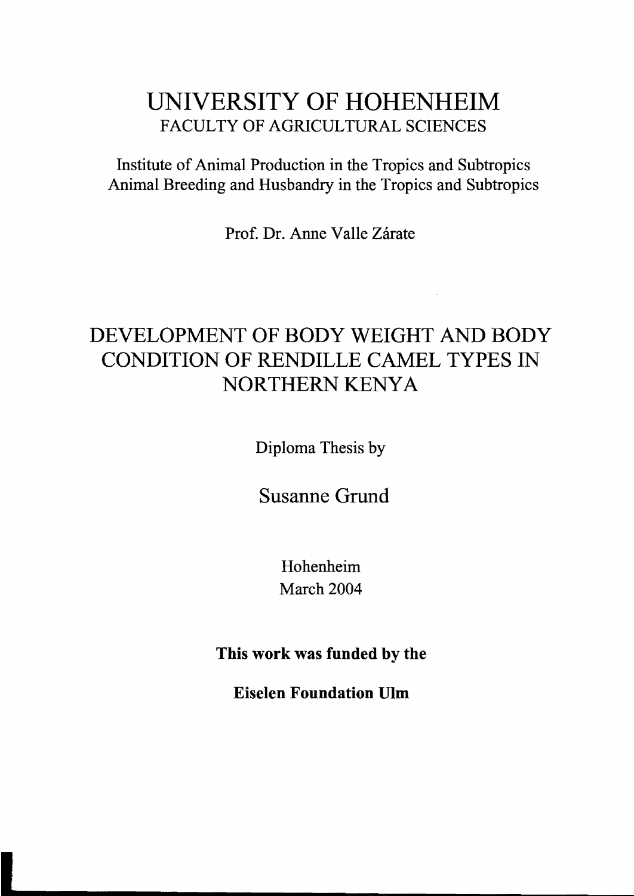# UNIVERSITY OF HOHENHEIM

FACULTY OF AGRICULTURAL SCIENCES

Institute of Animal Production in the Tropics and Subtropics
Animal Breeding and Husbandry in the Tropics and Subtropics

Prof. Dr. Anne Valle Zárate

## DEVELOPMENT OF BODY WEIGHT AND BODY CONDITION OF RENDILLE CAMEL TYPES IN NORTHERN KENYA

Diploma Thesis by

Susanne Grund

Hohenheim
March 2004

**This work was funded by the**

**Eiselen Foundation Ulm**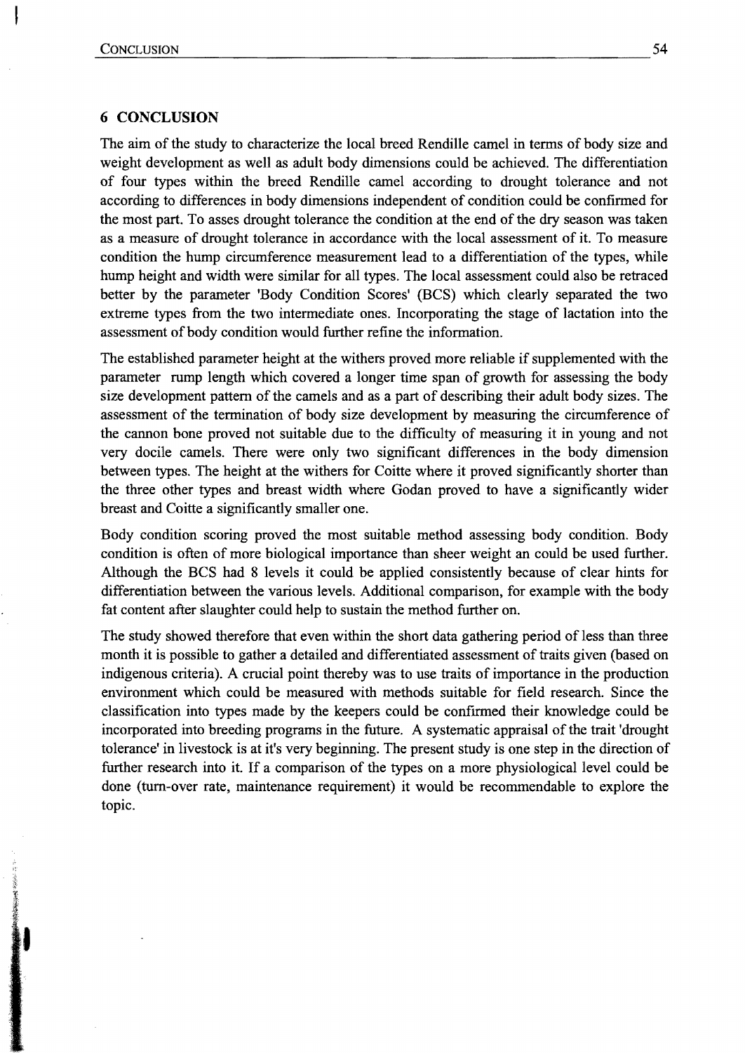## 6 CONCLUSION

The aim of the study to characterize the local breed Rendille camel in terms of body size and weight development as well as adult body dimensions could be achieved. The differentiation of four types within the breed Rendille camel according to drought tolerance and not according to differences in body dimensions independent of condition could be confirmed for the most part. To asses drought tolerance the condition at the end of the dry season was taken as a measure of drought tolerance in accordance with the local assessment of it. To measure condition the hump circumference measurement lead to a differentiation of the types, while hump height and width were similar for all types. The local assessment could also be retraced better by the parameter 'Body Condition Scores' (BCS) which clearly separated the two extreme types from the two intermediate ones. Incorporating the stage of lactation into the assessment of body condition would further refine the information.

The established parameter height at the withers proved more reliable if supplemented with the parameter rump length which covered a longer time span of growth for assessing the body size development pattern of the camels and as a part of describing their adult body sizes. The assessment of the termination of body size development by measuring the circumference of the cannon bone proved not suitable due to the difficulty of measuring it in young and not very docile camels. There were only two significant differences in the body dimension between types. The height at the withers for Coitte where it proved significantly shorter than the three other types and breast width where Godan proved to have a significantly wider breast and Coitte a significantly smaller one.

Body condition scoring proved the most suitable method assessing body condition. Body condition is often of more biological importance than sheer weight an could be used further. Although the BCS had 8 levels it could be applied consistently because of clear hints for differentiation between the various levels. Additional comparison, for example with the body fat content after slaughter could help to sustain the method further on.

The study showed therefore that even within the short data gathering period of less than three month it is possible to gather a detailed and differentiated assessment of traits given (based on indigenous criteria). A crucial point thereby was to use traits of importance in the production environment which could be measured with methods suitable for field research. Since the classification into types made by the keepers could be confirmed their knowledge could be incorporated into breeding programs in the future. A systematic appraisal of the trait 'drought tolerance' in livestock is at it's very beginning. The present study is one step in the direction of further research into it. If a comparison of the types on a more physiological level could be done (turn-over rate, maintenance requirement) it would be recommendable to explore the topic.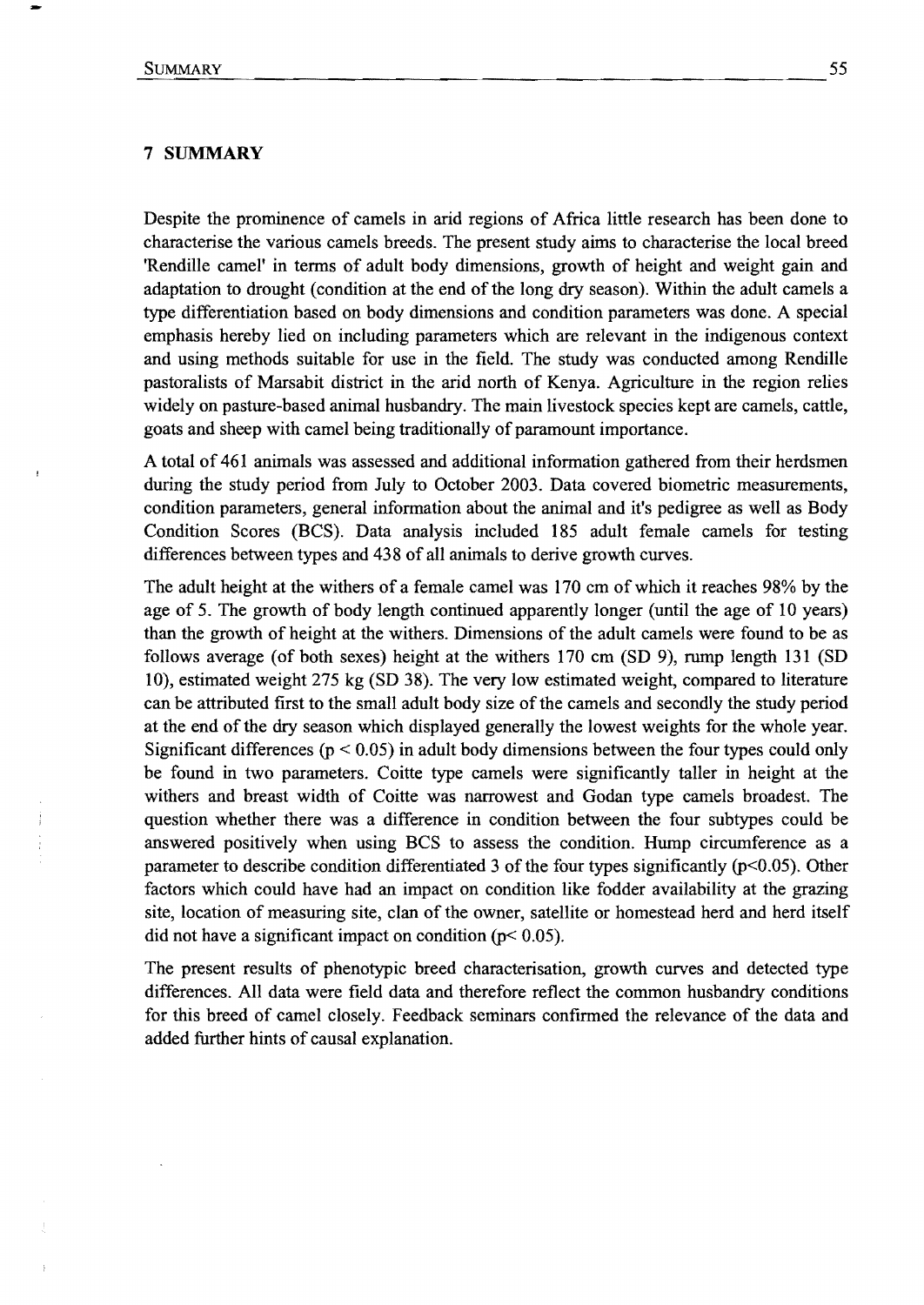# 7 SUMMARY

Despite the prominence of camels in arid regions of Africa little research has been done to characterise the various camels breeds. The present study aims to characterise the local breed 'Rendille camel' in terms of adult body dimensions, growth of height and weight gain and adaptation to drought (condition at the end of the long dry season). Within the adult camels a type differentiation based on body dimensions and condition parameters was done. A special emphasis hereby lied on including parameters which are relevant in the indigenous context and using methods suitable for use in the field. The study was conducted among Rendille pastoralists of Marsabit district in the arid north of Kenya. Agriculture in the region relies widely on pasture-based animal husbandry. The main livestock species kept are camels, cattle, goats and sheep with camel being traditionally of paramount importance.

A total of 461 animals was assessed and additional information gathered from their herdsmen during the study period from July to October 2003. Data covered biometric measurements, condition parameters, general information about the animal and it's pedigree as well as Body Condition Scores (BCS). Data analysis included 185 adult female camels for testing differences between types and 438 of all animals to derive growth curves.

The adult height at the withers of a female camel was 170 cm of which it reaches 98% by the age of 5. The growth of body length continued apparently longer (until the age of 10 years) than the growth of height at the withers. Dimensions of the adult camels were found to be as follows average (of both sexes) height at the withers 170 cm (SD 9), rump length 131 (SD 10), estimated weight 275 kg (SD 38). The very low estimated weight, compared to literature can be attributed first to the small adult body size of the camels and secondly the study period at the end of the dry season which displayed generally the lowest weights for the whole year. Significant differences ($p < 0.05$) in adult body dimensions between the four types could only be found in two parameters. Coitte type camels were significantly taller in height at the withers and breast width of Coitte was narrowest and Godan type camels broadest. The question whether there was a difference in condition between the four subtypes could be answered positively when using BCS to assess the condition. Hump circumference as a parameter to describe condition differentiated 3 of the four types significantly ($p<0.05$). Other factors which could have had an impact on condition like fodder availability at the grazing site, location of measuring site, clan of the owner, satellite or homestead herd and herd itself did not have a significant impact on condition ($p< 0.05$).

The present results of phenotypic breed characterisation, growth curves and detected type differences. All data were field data and therefore reflect the common husbandry conditions for this breed of camel closely. Feedback seminars confirmed the relevance of the data and added further hints of causal explanation.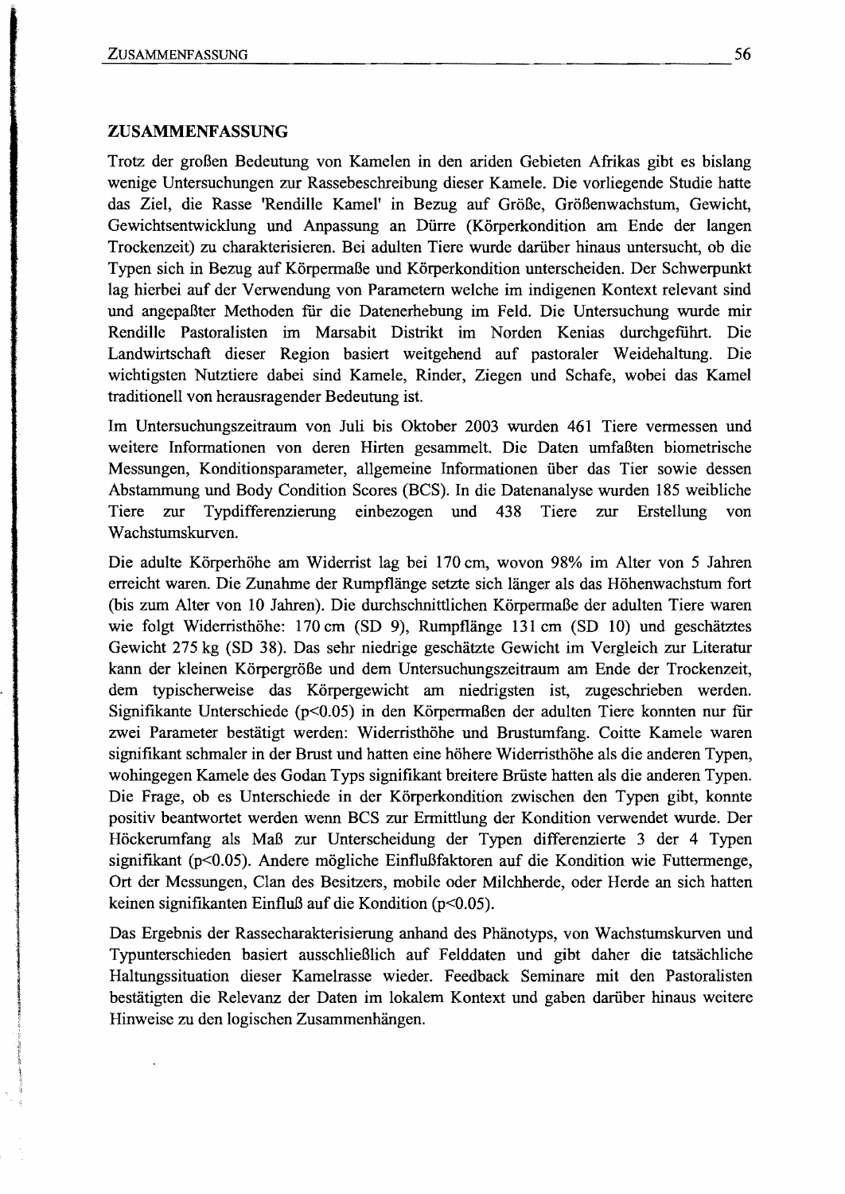## ZUSAMMENFASSUNG

Trotz der großen Bedeutung von Kamelen in den ariden Gebieten Afrikas gibt es bislang wenige Untersuchungen zur Rassebeschreibung dieser Kamele. Die vorliegende Studie hatte das Ziel, die Rasse 'Rendille Kamel' in Bezug auf Größe, Größenwachstum, Gewicht, Gewichtsentwicklung und Anpassung an Dürre (Körperkondition am Ende der langen Trockenzeit) zu charakterisieren. Bei adulten Tiere wurde darüber hinaus untersucht, ob die Typen sich in Bezug auf Körpermaße und Körperkondition unterscheiden. Der Schwerpunkt lag hierbei auf der Verwendung von Parametern welche im indigenen Kontext relevant sind und angepaßter Methoden für die Datenerhebung im Feld. Die Untersuchung wurde mir Rendille Pastoralisten im Marsabit Distrikt im Norden Kenias durchgeführt. Die Landwirtschaft dieser Region basiert weitgehend auf pastoraler Weidehaltung. Die wichtigsten Nutztiere dabei sind Kamele, Rinder, Ziegen und Schafe, wobei das Kamel traditionell von herausragender Bedeutung ist.

Im Untersuchungszeitraum von Juli bis Oktober 2003 wurden 461 Tiere vermessen und weitere Informationen von deren Hirten gesammelt. Die Daten umfaßten biometrische Messungen, Konditionsparameter, allgemeine Informationen über das Tier sowie dessen Abstammung und Body Condition Scores (BCS). In die Datenanalyse wurden 185 weibliche Tiere zur Typdifferenzierung einbezogen und 438 Tiere zur Erstellung von Wachstumskurven.

Die adulte Körperhöhe am Widerrist lag bei 170 cm, wovon 98% im Alter von 5 Jahren erreicht waren. Die Zunahme der Rumpflänge setzte sich länger als das Höhenwachstum fort (bis zum Alter von 10 Jahren). Die durchschnittlichen Körpermaße der adulten Tiere waren wie folgt Widerristhöhe: 170 cm (SD 9), Rumpflänge 131 cm (SD 10) und geschätztes Gewicht 275 kg (SD 38). Das sehr niedrige geschätzte Gewicht im Vergleich zur Literatur kann der kleinen Körpergröße und dem Untersuchungszeitraum am Ende der Trockenzeit, dem typischerweise das Körpergewicht am niedrigsten ist, zugeschrieben werden. Signifikante Unterschiede ($p<0.05$) in den Körpermaßen der adulten Tiere konnten nur für zwei Parameter bestätigt werden: Widerristhöhe und Brustumfang. Coitte Kamele waren signifikant schmaler in der Brust und hatten eine höhere Widerristhöhe als die anderen Typen, wohingegen Kamele des Godan Typs signifikant breitere Brüste hatten als die anderen Typen. Die Frage, ob es Unterschiede in der Körperkondition zwischen den Typen gibt, konnte positiv beantwortet werden wenn BCS zur Ermittlung der Kondition verwendet wurde. Der Höckerumfang als Maß zur Unterscheidung der Typen differenzierte 3 der 4 Typen signifikant ($p<0.05$). Andere mögliche Einflußfaktoren auf die Kondition wie Futtermenge, Ort der Messungen, Clan des Besitzers, mobile oder Milchherde, oder Herde an sich hatten keinen signifikanten Einfluß auf die Kondition ($p<0.05$).

Das Ergebnis der Rassecharakterisierung anhand des Phänotyps, von Wachstumskurven und Typunterschieden basiert ausschließlich auf Felddaten und gibt daher die tatsächliche Haltungssituation dieser Kamelrasse wieder. Feedback Seminare mit den Pastoralisten bestätigten die Relevanz der Daten im lokalem Kontext und gaben darüber hinaus weitere Hinweise zu den logischen Zusammenhängen.